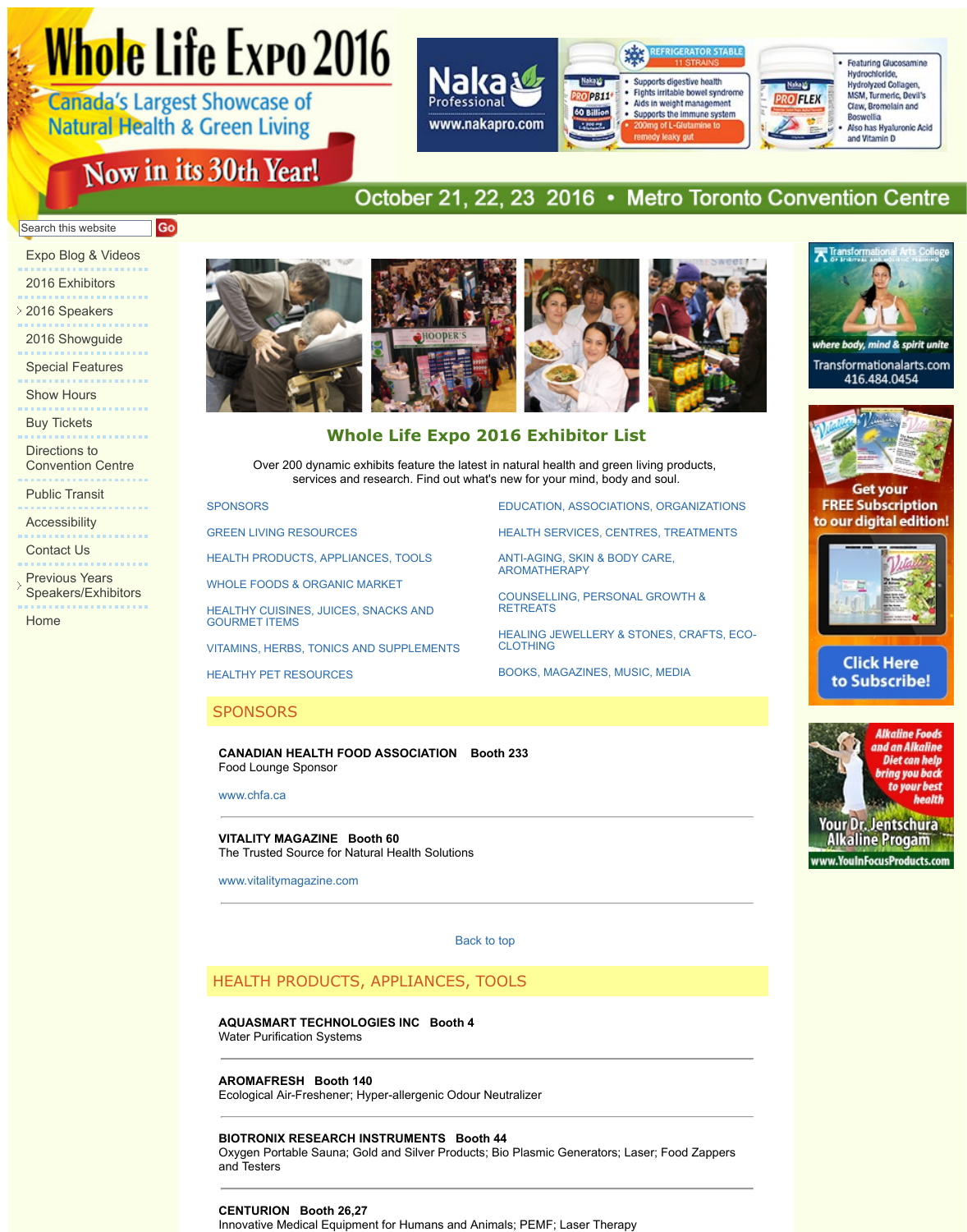# Whole Life Expo 2016

Canada's Largest Showcase of Natural Health & Green Living

Now in its 30th Year!

October 21, 22, 23 2016 • Metro Toronto Convention Centre

- Expo Blog & Videos
- 2016 Exhibitors
- 2016 Speakers
- 2016 Showguide
- Special Features
- Show Hours
- Buy Tickets
- Directions to Convention Centre
- Public Transit
- Accessibility
- Contact Us
- Previous Years Speakers/Exhibitors
- Home

## Whole Life Expo 2016 Exhibitor List

Over 200 dynamic exhibits feature the latest in natural health and green living products, services and research. Find out what's new for your mind, body and soul.

- SPONSORS
- GREEN LIVING RESOURCES
- HEALTH PRODUCTS, APPLIANCES, TOOLS
- WHOLE FOODS & ORGANIC MARKET
- HEALTHY CUISINES, JUICES, SNACKS AND GOURMET ITEMS
- VITAMINS, HERBS, TONICS AND SUPPLEMENTS
- HEALTHY PET RESOURCES
- EDUCATION, ASSOCIATIONS, ORGANIZATIONS
- HEALTH SERVICES, CENTRES, TREATMENTS
- ANTI-AGING, SKIN & BODY CARE, AROMATHERAPY
- COUNSELLING, PERSONAL GROWTH & RETREATS
- HEALING JEWELLERY & STONES, CRAFTS, ECO-CLOTHING
- BOOKS, MAGAZINES, MUSIC, MEDIA

## SPONSORS

**CANADIAN HEALTH FOOD ASSOCIATION Booth 233**
Food Lounge Sponsor

www.chfa.ca

---

**VITALITY MAGAZINE Booth 60**
The Trusted Source for Natural Health Solutions

www.vitalitymagazine.com

---

Back to top

## HEALTH PRODUCTS, APPLIANCES, TOOLS

**AQUASMART TECHNOLOGIES INC Booth 4**
Water Purification Systems

---

**AROMAFRESH Booth 140**
Ecological Air-Freshener; Hyper-allergenic Odour Neutralizer

---

**BIOTRONIX RESEARCH INSTRUMENTS Booth 44**
Oxygen Portable Sauna; Gold and Silver Products; Bio Plasmic Generators; Laser; Food Zappers and Testers

---

**CENTURION Booth 26,27**
Innovative Medical Equipment for Humans and Animals; PEMF; Laser Therapy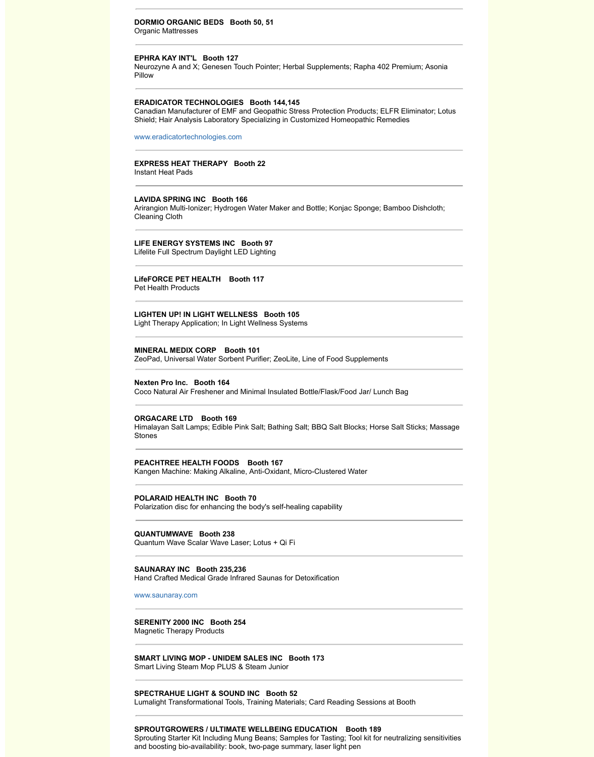---

**DORMIO ORGANIC BEDS   Booth 50, 51**
Organic Mattresses

---

**EPHRA KAY INT'L   Booth 127**
Neurozyne A and X; Genesen Touch Pointer; Herbal Supplements; Rapha 402 Premium; Asonia Pillow

---

**ERADICATOR TECHNOLOGIES   Booth 144,145**
Canadian Manufacturer of EMF and Geopathic Stress Protection Products; ELFR Eliminator; Lotus Shield; Hair Analysis Laboratory Specializing in Customized Homeopathic Remedies

www.eradicatortechnologies.com

---

**EXPRESS HEAT THERAPY   Booth 22**
Instant Heat Pads

---

**LAVIDA SPRING INC   Booth 166**
Arirangion Multi-Ionizer; Hydrogen Water Maker and Bottle; Konjac Sponge; Bamboo Dishcloth; Cleaning Cloth

---

**LIFE ENERGY SYSTEMS INC   Booth 97**
Lifelite Full Spectrum Daylight LED Lighting

---

**LifeFORCE PET HEALTH   Booth 117**
Pet Health Products

---

**LIGHTEN UP! IN LIGHT WELLNESS   Booth 105**
Light Therapy Application; In Light Wellness Systems

---

**MINERAL MEDIX CORP   Booth 101**
ZeoPad, Universal Water Sorbent Purifier; ZeoLite, Line of Food Supplements

---

**Nexten Pro Inc.   Booth 164**
Coco Natural Air Freshener and Minimal Insulated Bottle/Flask/Food Jar/ Lunch Bag

---

**ORGACARE LTD   Booth 169**
Himalayan Salt Lamps; Edible Pink Salt; Bathing Salt; BBQ Salt Blocks; Horse Salt Sticks; Massage Stones

---

**PEACHTREE HEALTH FOODS   Booth 167**
Kangen Machine: Making Alkaline, Anti-Oxidant, Micro-Clustered Water

---

**POLARAID HEALTH INC   Booth 70**
Polarization disc for enhancing the body's self-healing capability

---

**QUANTUMWAVE   Booth 238**
Quantum Wave Scalar Wave Laser; Lotus + Qi Fi

---

**SAUNARAY INC   Booth 235,236**
Hand Crafted Medical Grade Infrared Saunas for Detoxification

www.saunaray.com

---

**SERENITY 2000 INC   Booth 254**
Magnetic Therapy Products

---

**SMART LIVING MOP - UNIDEM SALES INC   Booth 173**
Smart Living Steam Mop PLUS & Steam Junior

---

**SPECTRAHUE LIGHT & SOUND INC   Booth 52**
Lumalight Transformational Tools, Training Materials; Card Reading Sessions at Booth

---

**SPROUTGROWERS / ULTIMATE WELLBEING EDUCATION   Booth 189**
Sprouting Starter Kit Including Mung Beans; Samples for Tasting; Tool kit for neutralizing sensitivities and boosting bio-availability: book, two-page summary, laser light pen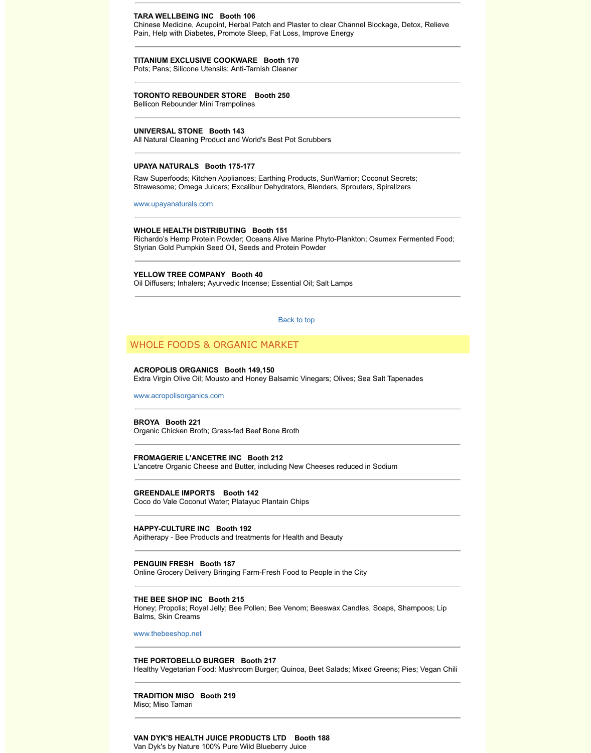**TARA WELLBEING INC   Booth 106**
Chinese Medicine, Acupoint, Herbal Patch and Plaster to clear Channel Blockage, Detox, Relieve Pain, Help with Diabetes, Promote Sleep, Fat Loss, Improve Energy

---

**TITANIUM EXCLUSIVE COOKWARE   Booth 170**
Pots; Pans; Silicone Utensils; Anti-Tarnish Cleaner

---

**TORONTO REBOUNDER STORE   Booth 250**
Bellicon Rebounder Mini Trampolines

---

**UNIVERSAL STONE   Booth 143**
All Natural Cleaning Product and World's Best Pot Scrubbers

---

**UPAYA NATURALS   Booth 175-177**

Raw Superfoods; Kitchen Appliances; Earthing Products, SunWarrior; Coconut Secrets; Strawesome; Omega Juicers; Excalibur Dehydrators, Blenders, Sprouters, Spiralizers

www.upayanaturals.com

---

**WHOLE HEALTH DISTRIBUTING   Booth 151**
Richardo's Hemp Protein Powder; Oceans Alive Marine Phyto-Plankton; Osumex Fermented Food; Styrian Gold Pumpkin Seed Oil, Seeds and Protein Powder

---

**YELLOW TREE COMPANY   Booth 40**
Oil Diffusers; Inhalers; Ayurvedic Incense; Essential Oil; Salt Lamps

---

Back to top

## WHOLE FOODS & ORGANIC MARKET

**ACROPOLIS ORGANICS   Booth 149,150**
Extra Virgin Olive Oil; Mousto and Honey Balsamic Vinegars; Olives; Sea Salt Tapenades

www.acropolisorganics.com

---

**BROYA   Booth 221**
Organic Chicken Broth; Grass-fed Beef Bone Broth

---

**FROMAGERIE L'ANCETRE INC   Booth 212**
L'ancetre Organic Cheese and Butter, including New Cheeses reduced in Sodium

---

**GREENDALE IMPORTS   Booth 142**
Coco do Vale Coconut Water; Platayuc Plantain Chips

---

**HAPPY-CULTURE INC   Booth 192**
Apitherapy - Bee Products and treatments for Health and Beauty

---

**PENGUIN FRESH   Booth 187**
Online Grocery Delivery Bringing Farm-Fresh Food to People in the City

---

**THE BEE SHOP INC   Booth 215**
Honey; Propolis; Royal Jelly; Bee Pollen; Bee Venom; Beeswax Candles, Soaps, Shampoos; Lip Balms, Skin Creams

www.thebeeshop.net

---

**THE PORTOBELLO BURGER   Booth 217**
Healthy Vegetarian Food: Mushroom Burger; Quinoa, Beet Salads; Mixed Greens; Pies; Vegan Chili

---

**TRADITION MISO   Booth 219**
Miso; Miso Tamari

---

**VAN DYK'S HEALTH JUICE PRODUCTS LTD   Booth 188**
Van Dyk's by Nature 100% Pure Wild Blueberry Juice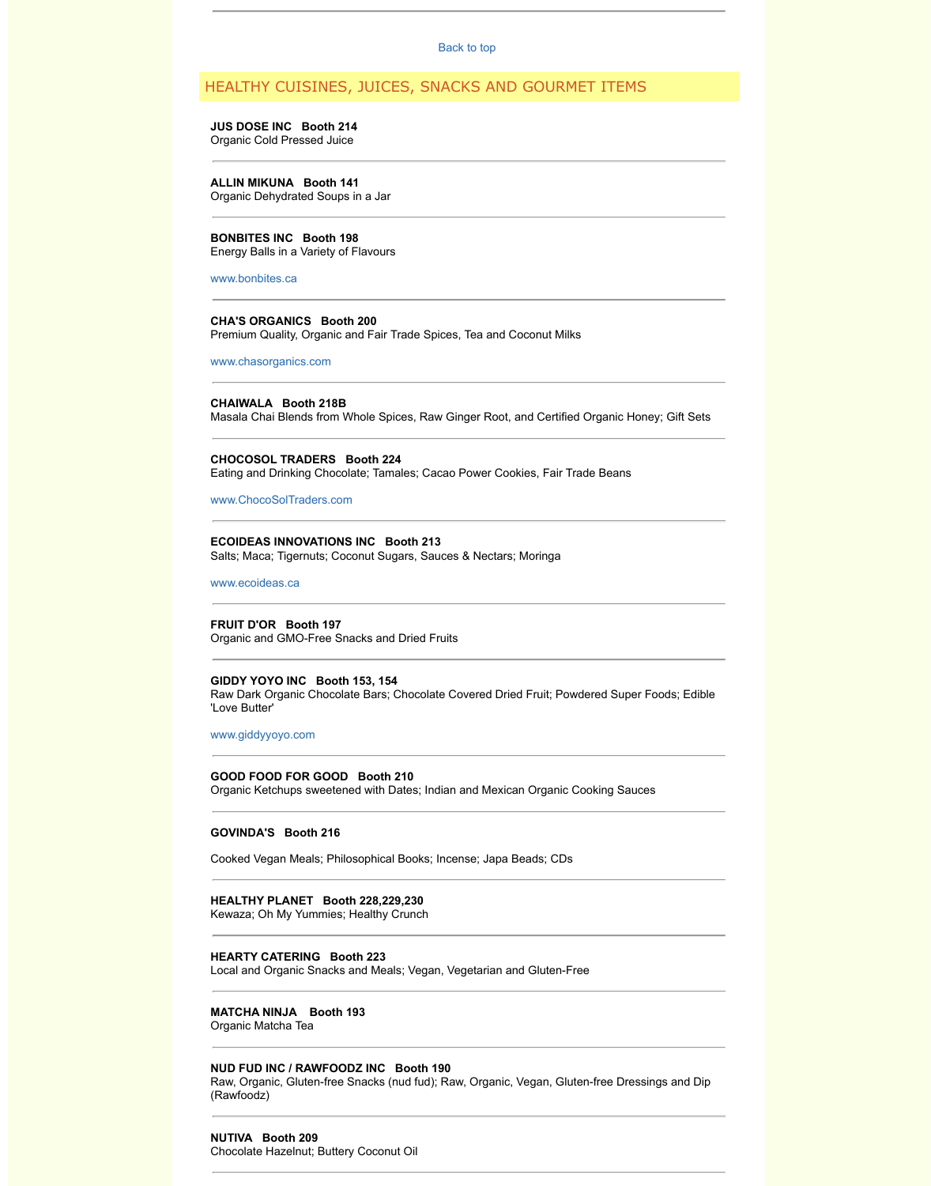---

Back to top

## HEALTHY CUISINES, JUICES, SNACKS AND GOURMET ITEMS

**JUS DOSE INC   Booth 214**
Organic Cold Pressed Juice

---

**ALLIN MIKUNA   Booth 141**
Organic Dehydrated Soups in a Jar

---

**BONBITES INC   Booth 198**
Energy Balls in a Variety of Flavours

www.bonbites.ca

---

**CHA'S ORGANICS   Booth 200**
Premium Quality, Organic and Fair Trade Spices, Tea and Coconut Milks

www.chasorganics.com

---

**CHAIWALA   Booth 218B**
Masala Chai Blends from Whole Spices, Raw Ginger Root, and Certified Organic Honey; Gift Sets

---

**CHOCOSOL TRADERS   Booth 224**
Eating and Drinking Chocolate; Tamales; Cacao Power Cookies, Fair Trade Beans

www.ChocoSolTraders.com

---

**ECOIDEAS INNOVATIONS INC   Booth 213**
Salts; Maca; Tigernuts; Coconut Sugars, Sauces & Nectars; Moringa

www.ecoideas.ca

---

**FRUIT D'OR   Booth 197**
Organic and GMO-Free Snacks and Dried Fruits

---

**GIDDY YOYO INC   Booth 153, 154**
Raw Dark Organic Chocolate Bars; Chocolate Covered Dried Fruit; Powdered Super Foods; Edible 'Love Butter'

www.giddyyoyo.com

---

**GOOD FOOD FOR GOOD   Booth 210**
Organic Ketchups sweetened with Dates; Indian and Mexican Organic Cooking Sauces

---

**GOVINDA'S   Booth 216**

Cooked Vegan Meals; Philosophical Books; Incense; Japa Beads; CDs

---

**HEALTHY PLANET   Booth 228,229,230**
Kewaza; Oh My Yummies; Healthy Crunch

---

**HEARTY CATERING   Booth 223**
Local and Organic Snacks and Meals; Vegan, Vegetarian and Gluten-Free

---

**MATCHA NINJA   Booth 193**
Organic Matcha Tea

---

**NUD FUD INC / RAWFOODZ INC   Booth 190**
Raw, Organic, Gluten-free Snacks (nud fud); Raw, Organic, Vegan, Gluten-free Dressings and Dip (Rawfoodz)

---

**NUTIVA   Booth 209**
Chocolate Hazelnut; Buttery Coconut Oil

---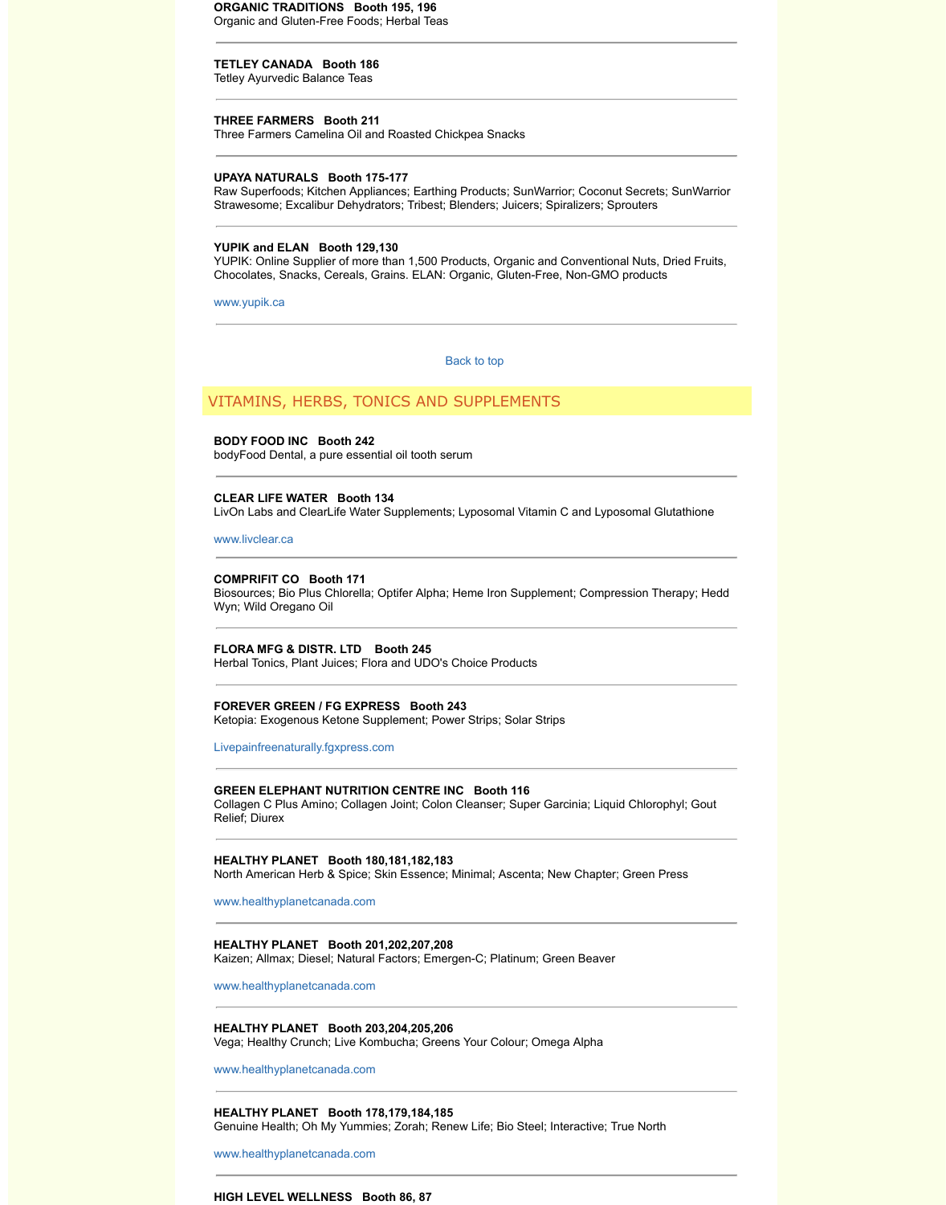**ORGANIC TRADITIONS   Booth 195, 196**
Organic and Gluten-Free Foods; Herbal Teas

---

**TETLEY CANADA   Booth 186**
Tetley Ayurvedic Balance Teas

---

**THREE FARMERS   Booth 211**
Three Farmers Camelina Oil and Roasted Chickpea Snacks

---

**UPAYA NATURALS   Booth 175-177**
Raw Superfoods; Kitchen Appliances; Earthing Products; SunWarrior; Coconut Secrets; SunWarrior Strawesome; Excalibur Dehydrators; Tribest; Blenders; Juicers; Spiralizers; Sprouters

---

**YUPIK and ELAN   Booth 129,130**
YUPIK: Online Supplier of more than 1,500 Products, Organic and Conventional Nuts, Dried Fruits, Chocolates, Snacks, Cereals, Grains. ELAN: Organic, Gluten-Free, Non-GMO products

www.yupik.ca

---

Back to top

## VITAMINS, HERBS, TONICS AND SUPPLEMENTS

**BODY FOOD INC   Booth 242**
bodyFood Dental, a pure essential oil tooth serum

---

**CLEAR LIFE WATER   Booth 134**
LivOn Labs and ClearLife Water Supplements; Lyposomal Vitamin C and Lyposomal Glutathione

www.livclear.ca

---

**COMPRIFIT CO   Booth 171**
Biosources; Bio Plus Chlorella; Optifer Alpha; Heme Iron Supplement; Compression Therapy; Hedd Wyn; Wild Oregano Oil

---

**FLORA MFG & DISTR. LTD   Booth 245**
Herbal Tonics, Plant Juices; Flora and UDO's Choice Products

---

**FOREVER GREEN / FG EXPRESS   Booth 243**
Ketopia: Exogenous Ketone Supplement; Power Strips; Solar Strips

Livepainfreenaturally.fgxpress.com

---

**GREEN ELEPHANT NUTRITION CENTRE INC   Booth 116**
Collagen C Plus Amino; Collagen Joint; Colon Cleanser; Super Garcinia; Liquid Chlorophyl; Gout Relief; Diurex

---

**HEALTHY PLANET   Booth 180,181,182,183**
North American Herb & Spice; Skin Essence; Minimal; Ascenta; New Chapter; Green Press

www.healthyplanetcanada.com

---

**HEALTHY PLANET   Booth 201,202,207,208**
Kaizen; Allmax; Diesel; Natural Factors; Emergen-C; Platinum; Green Beaver

www.healthyplanetcanada.com

---

**HEALTHY PLANET   Booth 203,204,205,206**
Vega; Healthy Crunch; Live Kombucha; Greens Your Colour; Omega Alpha

www.healthyplanetcanada.com

---

**HEALTHY PLANET   Booth 178,179,184,185**
Genuine Health; Oh My Yummies; Zorah; Renew Life; Bio Steel; Interactive; True North

www.healthyplanetcanada.com

---

**HIGH LEVEL WELLNESS   Booth 86, 87**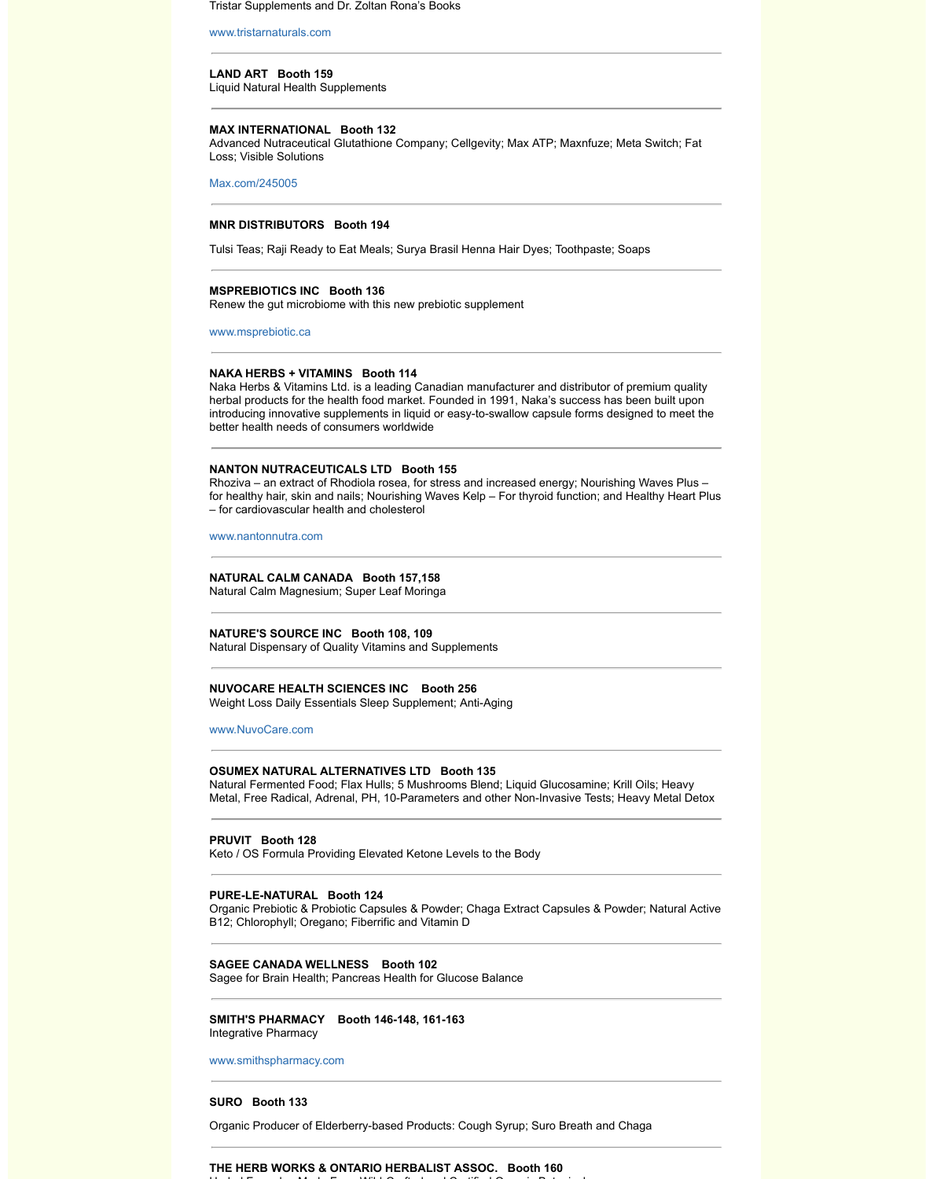Tristar Supplements and Dr. Zoltan Rona's Books

www.tristarnaturals.com

---

**LAND ART Booth 159**
Liquid Natural Health Supplements

---

**MAX INTERNATIONAL Booth 132**
Advanced Nutraceutical Glutathione Company; Cellgevity; Max ATP; Maxnfuze; Meta Switch; Fat Loss; Visible Solutions

Max.com/245005

---

**MNR DISTRIBUTORS Booth 194**

Tulsi Teas; Raji Ready to Eat Meals; Surya Brasil Henna Hair Dyes; Toothpaste; Soaps

---

**MSPREBIOTICS INC Booth 136**
Renew the gut microbiome with this new prebiotic supplement

www.msprebiotic.ca

---

**NAKA HERBS + VITAMINS Booth 114**
Naka Herbs & Vitamins Ltd. is a leading Canadian manufacturer and distributor of premium quality herbal products for the health food market. Founded in 1991, Naka's success has been built upon introducing innovative supplements in liquid or easy-to-swallow capsule forms designed to meet the better health needs of consumers worldwide

---

**NANTON NUTRACEUTICALS LTD Booth 155**
Rhoziva – an extract of Rhodiola rosea, for stress and increased energy; Nourishing Waves Plus – for healthy hair, skin and nails; Nourishing Waves Kelp – For thyroid function; and Healthy Heart Plus – for cardiovascular health and cholesterol

www.nantonnutra.com

---

**NATURAL CALM CANADA Booth 157,158**
Natural Calm Magnesium; Super Leaf Moringa

---

**NATURE'S SOURCE INC Booth 108, 109**
Natural Dispensary of Quality Vitamins and Supplements

---

**NUVOCARE HEALTH SCIENCES INC Booth 256**
Weight Loss Daily Essentials Sleep Supplement; Anti-Aging

www.NuvoCare.com

---

**OSUMEX NATURAL ALTERNATIVES LTD Booth 135**
Natural Fermented Food; Flax Hulls; 5 Mushrooms Blend; Liquid Glucosamine; Krill Oils; Heavy Metal, Free Radical, Adrenal, PH, 10-Parameters and other Non-Invasive Tests; Heavy Metal Detox

---

**PRUVIT Booth 128**
Keto / OS Formula Providing Elevated Ketone Levels to the Body

---

**PURE-LE-NATURAL Booth 124**
Organic Prebiotic & Probiotic Capsules & Powder; Chaga Extract Capsules & Powder; Natural Active B12; Chlorophyll; Oregano; Fiberrific and Vitamin D

---

**SAGEE CANADA WELLNESS Booth 102**
Sagee for Brain Health; Pancreas Health for Glucose Balance

---

**SMITH'S PHARMACY Booth 146-148, 161-163**
Integrative Pharmacy

www.smithspharmacy.com

---

**SURO Booth 133**

Organic Producer of Elderberry-based Products: Cough Syrup; Suro Breath and Chaga

---

**THE HERB WORKS & ONTARIO HERBALIST ASSOC. Booth 160**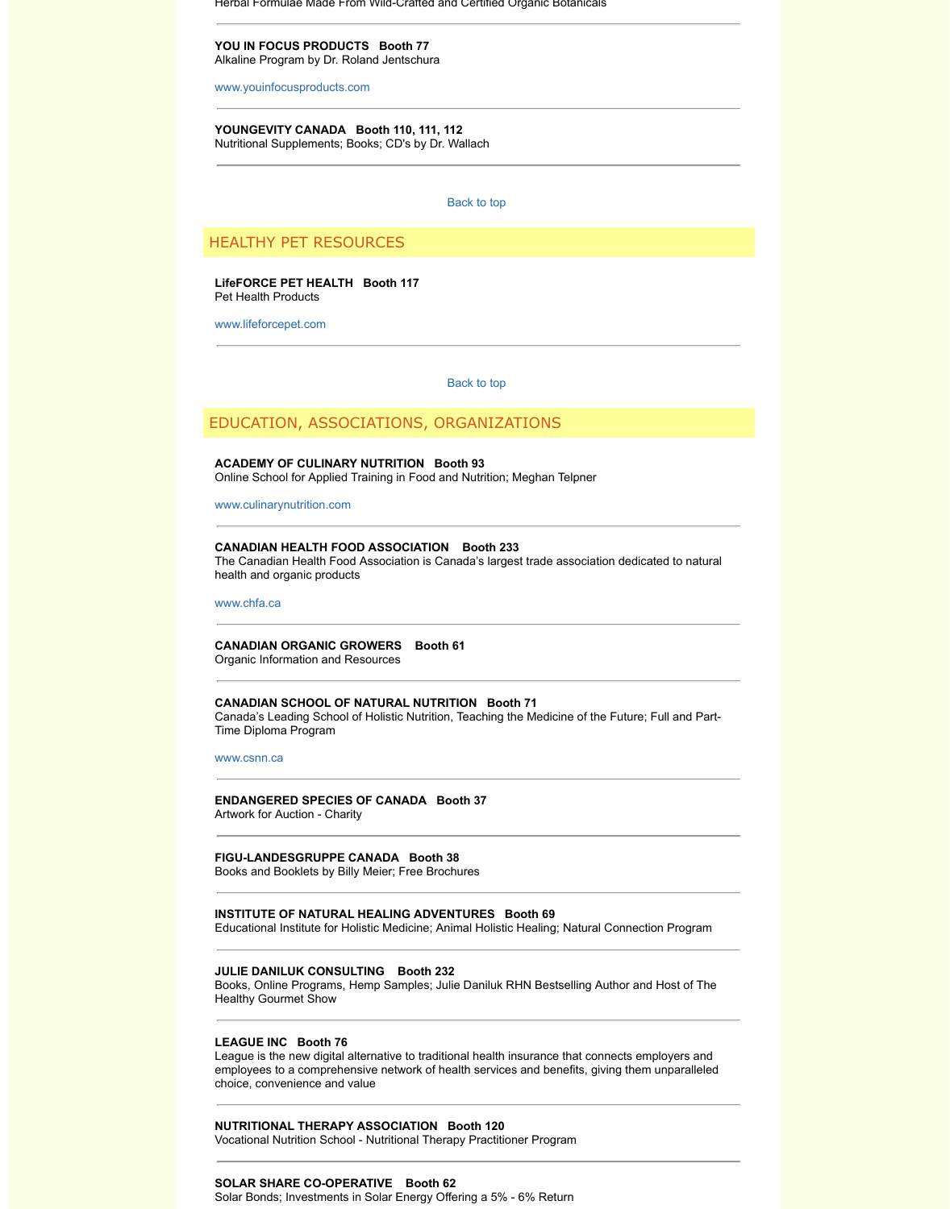Herbal Formulae Made From Wild-Crafted and Certified Organic Botanicals

---

**YOU IN FOCUS PRODUCTS   Booth 77**
Alkaline Program by Dr. Roland Jentschura

www.youinfocusproducts.com

---

**YOUNGEVITY CANADA   Booth 110, 111, 112**
Nutritional Supplements; Books; CD's by Dr. Wallach

---

Back to top

## HEALTHY PET RESOURCES

**LifeFORCE PET HEALTH   Booth 117**
Pet Health Products

www.lifeforcepet.com

---

Back to top

## EDUCATION, ASSOCIATIONS, ORGANIZATIONS

**ACADEMY OF CULINARY NUTRITION   Booth 93**
Online School for Applied Training in Food and Nutrition; Meghan Telpner

www.culinarynutrition.com

---

**CANADIAN HEALTH FOOD ASSOCIATION    Booth 233**
The Canadian Health Food Association is Canada's largest trade association dedicated to natural health and organic products

www.chfa.ca

---

**CANADIAN ORGANIC GROWERS    Booth 61**
Organic Information and Resources

---

**CANADIAN SCHOOL OF NATURAL NUTRITION   Booth 71**
Canada's Leading School of Holistic Nutrition, Teaching the Medicine of the Future; Full and Part-Time Diploma Program

www.csnn.ca

---

**ENDANGERED SPECIES OF CANADA   Booth 37**
Artwork for Auction - Charity

---

**FIGU-LANDESGRUPPE CANADA   Booth 38**
Books and Booklets by Billy Meier; Free Brochures

---

**INSTITUTE OF NATURAL HEALING ADVENTURES   Booth 69**
Educational Institute for Holistic Medicine; Animal Holistic Healing; Natural Connection Program

---

**JULIE DANILUK CONSULTING    Booth 232**
Books, Online Programs, Hemp Samples; Julie Daniluk RHN Bestselling Author and Host of The Healthy Gourmet Show

---

**LEAGUE INC   Booth 76**
League is the new digital alternative to traditional health insurance that connects employers and employees to a comprehensive network of health services and benefits, giving them unparalleled choice, convenience and value

---

**NUTRITIONAL THERAPY ASSOCIATION   Booth 120**
Vocational Nutrition School - Nutritional Therapy Practitioner Program

---

**SOLAR SHARE CO-OPERATIVE   Booth 62**
Solar Bonds; Investments in Solar Energy Offering a 5% - 6% Return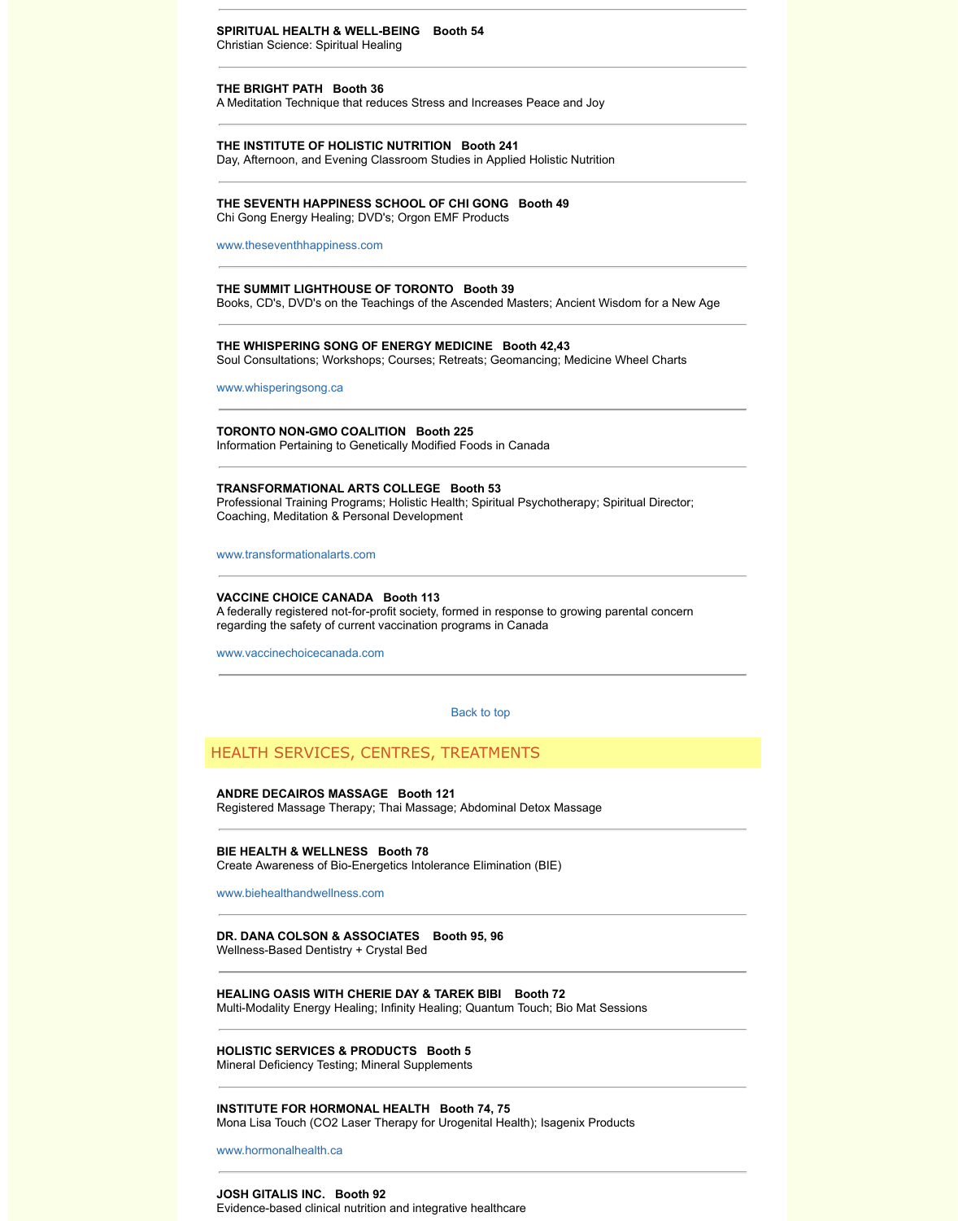---

**SPIRITUAL HEALTH & WELL-BEING Booth 54**
Christian Science: Spiritual Healing

---

**THE BRIGHT PATH Booth 36**
A Meditation Technique that reduces Stress and Increases Peace and Joy

---

**THE INSTITUTE OF HOLISTIC NUTRITION Booth 241**
Day, Afternoon, and Evening Classroom Studies in Applied Holistic Nutrition

---

**THE SEVENTH HAPPINESS SCHOOL OF CHI GONG Booth 49**
Chi Gong Energy Healing; DVD's; Orgon EMF Products

www.theseventhhappiness.com

---

**THE SUMMIT LIGHTHOUSE OF TORONTO Booth 39**
Books, CD's, DVD's on the Teachings of the Ascended Masters; Ancient Wisdom for a New Age

---

**THE WHISPERING SONG OF ENERGY MEDICINE Booth 42,43**
Soul Consultations; Workshops; Courses; Retreats; Geomancing; Medicine Wheel Charts

www.whisperingsong.ca

---

**TORONTO NON-GMO COALITION Booth 225**
Information Pertaining to Genetically Modified Foods in Canada

---

**TRANSFORMATIONAL ARTS COLLEGE Booth 53**
Professional Training Programs; Holistic Health; Spiritual Psychotherapy; Spiritual Director; Coaching, Meditation & Personal Development

www.transformationalarts.com

---

**VACCINE CHOICE CANADA Booth 113**
A federally registered not-for-profit society, formed in response to growing parental concern regarding the safety of current vaccination programs in Canada

www.vaccinechoicecanada.com

---

Back to top

## HEALTH SERVICES, CENTRES, TREATMENTS

**ANDRE DECAIROS MASSAGE Booth 121**
Registered Massage Therapy; Thai Massage; Abdominal Detox Massage

---

**BIE HEALTH & WELLNESS Booth 78**
Create Awareness of Bio-Energetics Intolerance Elimination (BIE)

www.biehealthandwellness.com

---

**DR. DANA COLSON & ASSOCIATES Booth 95, 96**
Wellness-Based Dentistry + Crystal Bed

---

**HEALING OASIS WITH CHERIE DAY & TAREK BIBI Booth 72**
Multi-Modality Energy Healing; Infinity Healing; Quantum Touch; Bio Mat Sessions

---

**HOLISTIC SERVICES & PRODUCTS Booth 5**
Mineral Deficiency Testing; Mineral Supplements

---

**INSTITUTE FOR HORMONAL HEALTH Booth 74, 75**
Mona Lisa Touch ($CO_2$ Laser Therapy for Urogenital Health); Isagenix Products

www.hormonalhealth.ca

---

**JOSH GITALIS INC. Booth 92**
Evidence-based clinical nutrition and integrative healthcare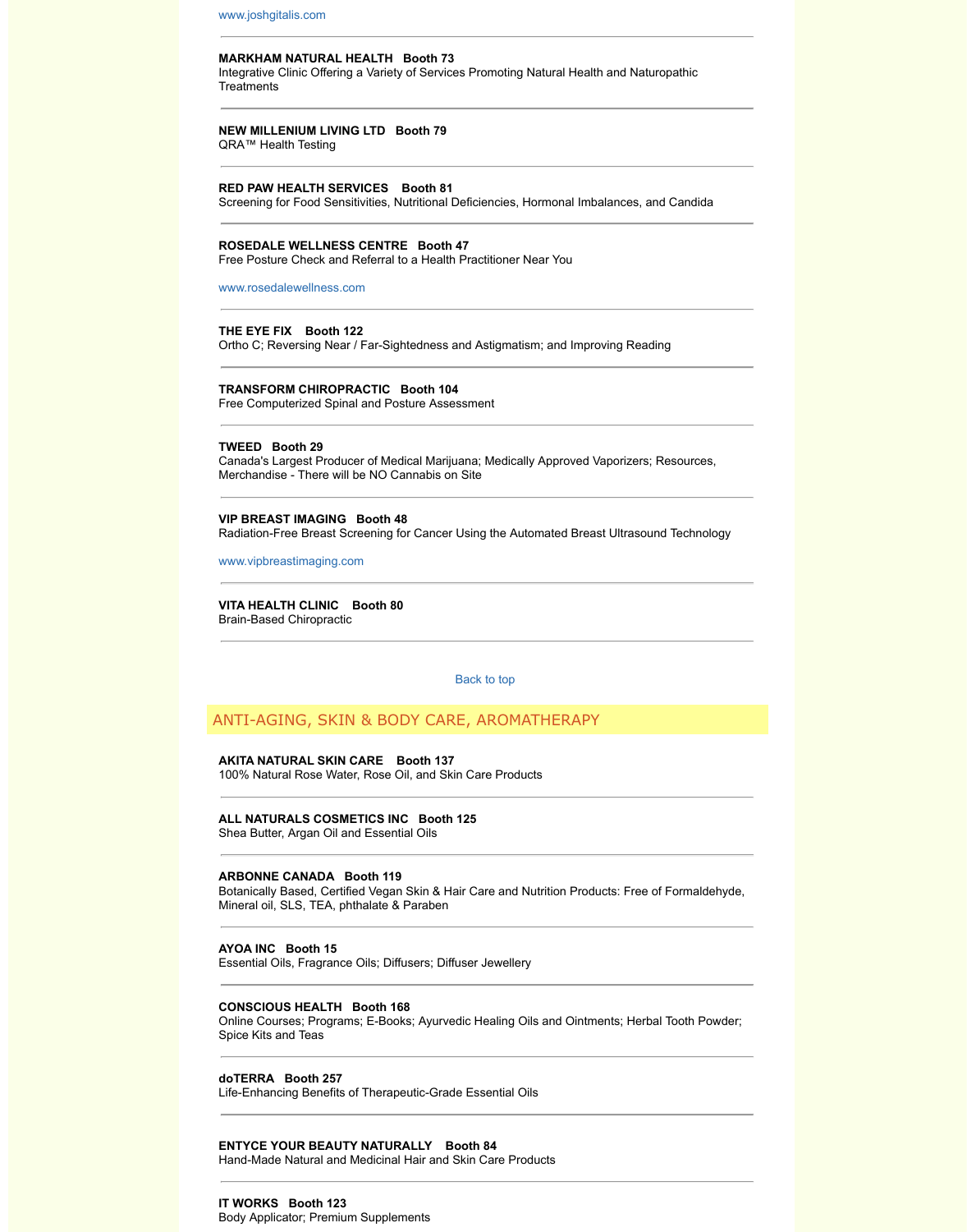www.joshgitalis.com

---

**MARKHAM NATURAL HEALTH   Booth 73**
Integrative Clinic Offering a Variety of Services Promoting Natural Health and Naturopathic Treatments

---

**NEW MILLENIUM LIVING LTD   Booth 79**
QRA™ Health Testing

---

**RED PAW HEALTH SERVICES   Booth 81**
Screening for Food Sensitivities, Nutritional Deficiencies, Hormonal Imbalances, and Candida

---

**ROSEDALE WELLNESS CENTRE   Booth 47**
Free Posture Check and Referral to a Health Practitioner Near You

www.rosedalewellness.com

---

**THE EYE FIX   Booth 122**
Ortho C; Reversing Near / Far-Sightedness and Astigmatism; and Improving Reading

---

**TRANSFORM CHIROPRACTIC   Booth 104**
Free Computerized Spinal and Posture Assessment

---

**TWEED   Booth 29**
Canada's Largest Producer of Medical Marijuana; Medically Approved Vaporizers; Resources, Merchandise - There will be NO Cannabis on Site

---

**VIP BREAST IMAGING   Booth 48**
Radiation-Free Breast Screening for Cancer Using the Automated Breast Ultrasound Technology

www.vipbreastimaging.com

---

**VITA HEALTH CLINIC   Booth 80**
Brain-Based Chiropractic

---

Back to top

## ANTI-AGING, SKIN & BODY CARE, AROMATHERAPY

**AKITA NATURAL SKIN CARE   Booth 137**
100% Natural Rose Water, Rose Oil, and Skin Care Products

---

**ALL NATURALS COSMETICS INC   Booth 125**
Shea Butter, Argan Oil and Essential Oils

---

**ARBONNE CANADA   Booth 119**
Botanically Based, Certified Vegan Skin & Hair Care and Nutrition Products: Free of Formaldehyde, Mineral oil, SLS, TEA, phthalate & Paraben

---

**AYOA INC   Booth 15**
Essential Oils, Fragrance Oils; Diffusers; Diffuser Jewellery

---

**CONSCIOUS HEALTH   Booth 168**
Online Courses; Programs; E-Books; Ayurvedic Healing Oils and Ointments; Herbal Tooth Powder; Spice Kits and Teas

---

**doTERRA   Booth 257**
Life-Enhancing Benefits of Therapeutic-Grade Essential Oils

---

**ENTYCE YOUR BEAUTY NATURALLY   Booth 84**
Hand-Made Natural and Medicinal Hair and Skin Care Products

---

**IT WORKS   Booth 123**
Body Applicator; Premium Supplements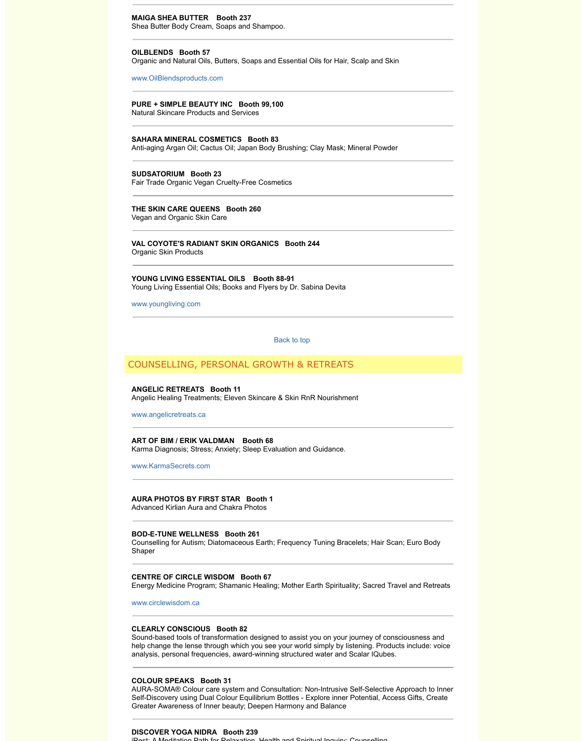**MAIGA SHEA BUTTER   Booth 237**
Shea Butter Body Cream, Soaps and Shampoo.

---

**OILBLENDS   Booth 57**
Organic and Natural Oils, Butters, Soaps and Essential Oils for Hair, Scalp and Skin

www.OilBlendsproducts.com

---

**PURE + SIMPLE BEAUTY INC   Booth 99,100**
Natural Skincare Products and Services

---

**SAHARA MINERAL COSMETICS   Booth 83**
Anti-aging Argan Oil; Cactus Oil; Japan Body Brushing; Clay Mask; Mineral Powder

---

**SUDSATORIUM   Booth 23**
Fair Trade Organic Vegan Cruelty-Free Cosmetics

---

**THE SKIN CARE QUEENS   Booth 260**
Vegan and Organic Skin Care

---

**VAL COYOTE'S RADIANT SKIN ORGANICS   Booth 244**
Organic Skin Products

---

**YOUNG LIVING ESSENTIAL OILS   Booth 88-91**
Young Living Essential Oils; Books and Flyers by Dr. Sabina Devita

www.youngliving.com

---

Back to top

## COUNSELLING, PERSONAL GROWTH & RETREATS

**ANGELIC RETREATS   Booth 11**
Angelic Healing Treatments; Eleven Skincare & Skin RnR Nourishment

www.angelicretreats.ca

---

**ART OF BIM / ERIK VALDMAN   Booth 68**
Karma Diagnosis; Stress; Anxiety; Sleep Evaluation and Guidance.

www.KarmaSecrets.com

---

**AURA PHOTOS BY FIRST STAR   Booth 1**
Advanced Kirlian Aura and Chakra Photos

---

**BOD-E-TUNE WELLNESS   Booth 261**
Counselling for Autism; Diatomaceous Earth; Frequency Tuning Bracelets; Hair Scan; Euro Body Shaper

---

**CENTRE OF CIRCLE WISDOM   Booth 67**
Energy Medicine Program; Shamanic Healing; Mother Earth Spirituality; Sacred Travel and Retreats

www.circlewisdom.ca

---

**CLEARLY CONSCIOUS   Booth 82**
Sound-based tools of transformation designed to assist you on your journey of consciousness and help change the lense through which you see your world simply by listening. Products include: voice analysis, personal frequencies, award-winning structured water and Scalar IQubes.

---

**COLOUR SPEAKS   Booth 31**
AURA-SOMA® Colour care system and Consultation: Non-Intrusive Self-Selective Approach to Inner Self-Discovery using Dual Colour Equilibrium Bottles - Explore inner Potential, Access Gifts, Create Greater Awareness of Inner beauty; Deepen Harmony and Balance

---

**DISCOVER YOGA NIDRA   Booth 239**
iRest: A Meditation Path for Relaxation, Health and Spiritual Inquiry; Counselling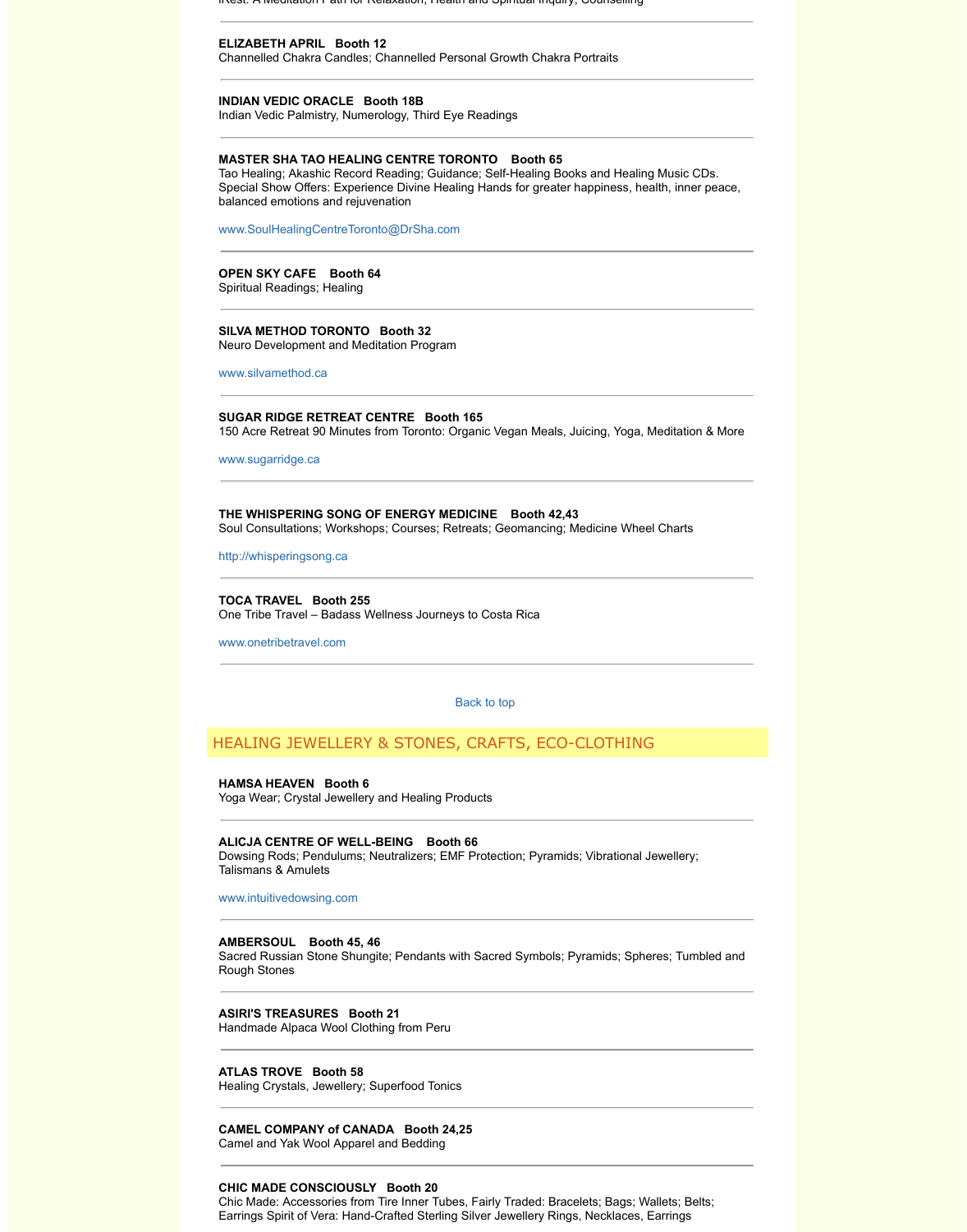iRest: A Meditation Path for Relaxation, Health and Spiritual Inquiry; Counselling

---

**ELIZABETH APRIL Booth 12**
Channelled Chakra Candles; Channelled Personal Growth Chakra Portraits

---

**INDIAN VEDIC ORACLE Booth 18B**
Indian Vedic Palmistry, Numerology, Third Eye Readings

---

**MASTER SHA TAO HEALING CENTRE TORONTO Booth 65**
Tao Healing; Akashic Record Reading; Guidance; Self-Healing Books and Healing Music CDs.
Special Show Offers: Experience Divine Healing Hands for greater happiness, health, inner peace, balanced emotions and rejuvenation

www.SoulHealingCentreToronto@DrSha.com

---

**OPEN SKY CAFE Booth 64**
Spiritual Readings; Healing

---

**SILVA METHOD TORONTO Booth 32**
Neuro Development and Meditation Program

www.silvamethod.ca

---

**SUGAR RIDGE RETREAT CENTRE Booth 165**
150 Acre Retreat 90 Minutes from Toronto: Organic Vegan Meals, Juicing, Yoga, Meditation & More

www.sugarridge.ca

---

**THE WHISPERING SONG OF ENERGY MEDICINE Booth 42,43**
Soul Consultations; Workshops; Courses; Retreats; Geomancing; Medicine Wheel Charts

http://whisperingsong.ca

---

**TOCA TRAVEL Booth 255**
One Tribe Travel – Badass Wellness Journeys to Costa Rica

www.onetribetravel.com

---

Back to top

## HEALING JEWELLERY & STONES, CRAFTS, ECO-CLOTHING

**HAMSA HEAVEN Booth 6**
Yoga Wear; Crystal Jewellery and Healing Products

---

**ALICJA CENTRE OF WELL-BEING Booth 66**
Dowsing Rods; Pendulums; Neutralizers; EMF Protection; Pyramids; Vibrational Jewellery; Talismans & Amulets

www.intuitivedowsing.com

---

**AMBERSOUL Booth 45, 46**
Sacred Russian Stone Shungite; Pendants with Sacred Symbols; Pyramids; Spheres; Tumbled and Rough Stones

---

**ASIRI'S TREASURES Booth 21**
Handmade Alpaca Wool Clothing from Peru

---

**ATLAS TROVE Booth 58**
Healing Crystals, Jewellery; Superfood Tonics

---

**CAMEL COMPANY of CANADA Booth 24,25**
Camel and Yak Wool Apparel and Bedding

---

**CHIC MADE CONSCIOUSLY Booth 20**
Chic Made: Accessories from Tire Inner Tubes, Fairly Traded: Bracelets; Bags; Wallets; Belts; Earrings Spirit of Vera: Hand-Crafted Sterling Silver Jewellery Rings, Necklaces, Earrings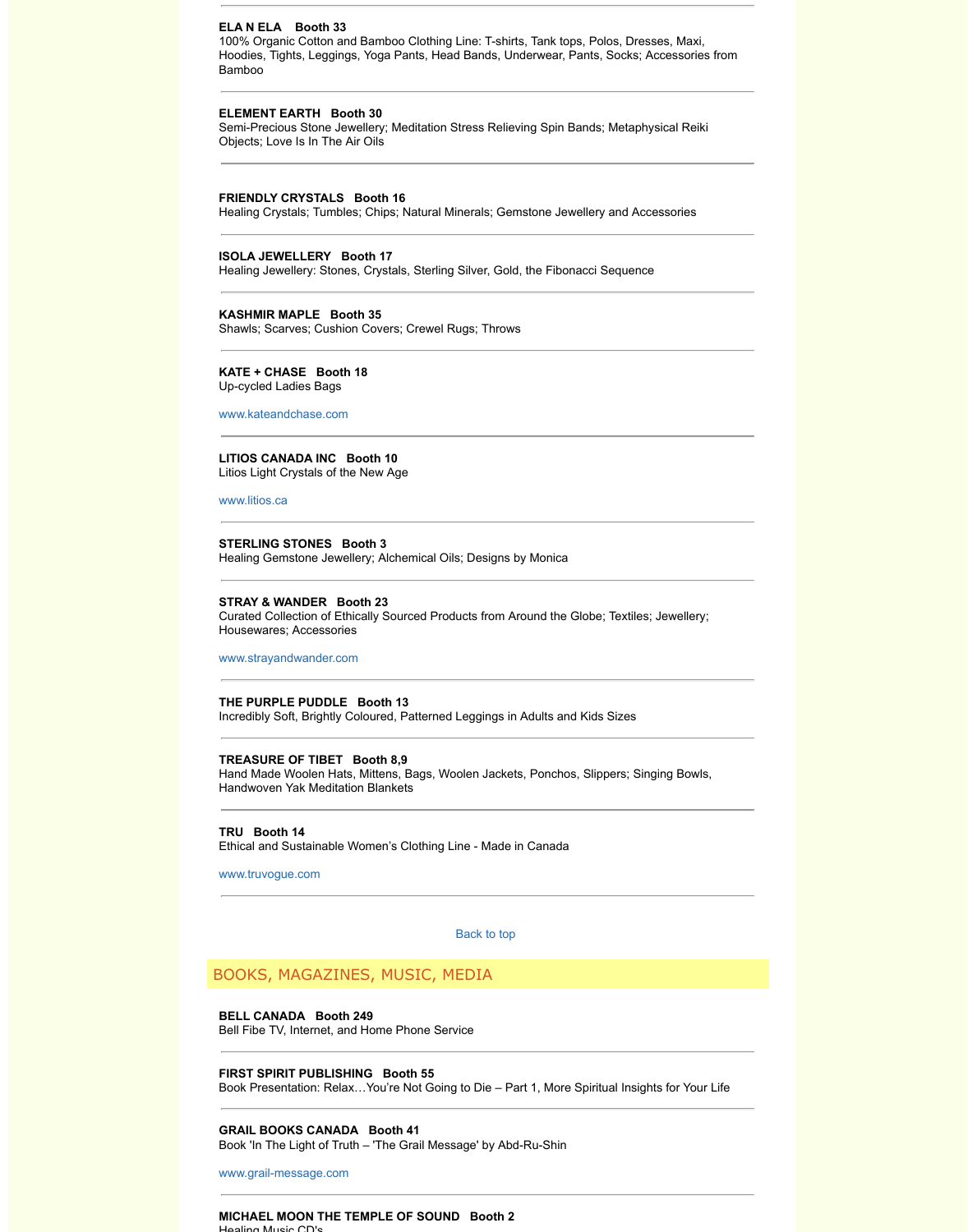**ELA N ELA   Booth 33**
100% Organic Cotton and Bamboo Clothing Line: T-shirts, Tank tops, Polos, Dresses, Maxi, Hoodies, Tights, Leggings, Yoga Pants, Head Bands, Underwear, Pants, Socks; Accessories from Bamboo

---

**ELEMENT EARTH   Booth 30**
Semi-Precious Stone Jewellery; Meditation Stress Relieving Spin Bands; Metaphysical Reiki Objects; Love Is In The Air Oils

---

**FRIENDLY CRYSTALS   Booth 16**
Healing Crystals; Tumbles; Chips; Natural Minerals; Gemstone Jewellery and Accessories

---

**ISOLA JEWELLERY   Booth 17**
Healing Jewellery: Stones, Crystals, Sterling Silver, Gold, the Fibonacci Sequence

---

**KASHMIR MAPLE   Booth 35**
Shawls; Scarves; Cushion Covers; Crewel Rugs; Throws

---

**KATE + CHASE   Booth 18**
Up-cycled Ladies Bags

www.kateandchase.com

---

**LITIOS CANADA INC   Booth 10**
Litios Light Crystals of the New Age

www.litios.ca

---

**STERLING STONES   Booth 3**
Healing Gemstone Jewellery; Alchemical Oils; Designs by Monica

---

**STRAY & WANDER   Booth 23**
Curated Collection of Ethically Sourced Products from Around the Globe; Textiles; Jewellery; Housewares; Accessories

www.strayandwander.com

---

**THE PURPLE PUDDLE   Booth 13**
Incredibly Soft, Brightly Coloured, Patterned Leggings in Adults and Kids Sizes

---

**TREASURE OF TIBET   Booth 8,9**
Hand Made Woolen Hats, Mittens, Bags, Woolen Jackets, Ponchos, Slippers; Singing Bowls, Handwoven Yak Meditation Blankets

---

**TRU   Booth 14**
Ethical and Sustainable Women's Clothing Line - Made in Canada

www.truvogue.com

---

Back to top

## BOOKS, MAGAZINES, MUSIC, MEDIA

**BELL CANADA   Booth 249**
Bell Fibe TV, Internet, and Home Phone Service

---

**FIRST SPIRIT PUBLISHING   Booth 55**
Book Presentation: Relax…You're Not Going to Die – Part 1, More Spiritual Insights for Your Life

---

**GRAIL BOOKS CANADA   Booth 41**
Book 'In The Light of Truth – 'The Grail Message' by Abd-Ru-Shin

www.grail-message.com

---

**MICHAEL MOON THE TEMPLE OF SOUND   Booth 2**
Healing Music CD's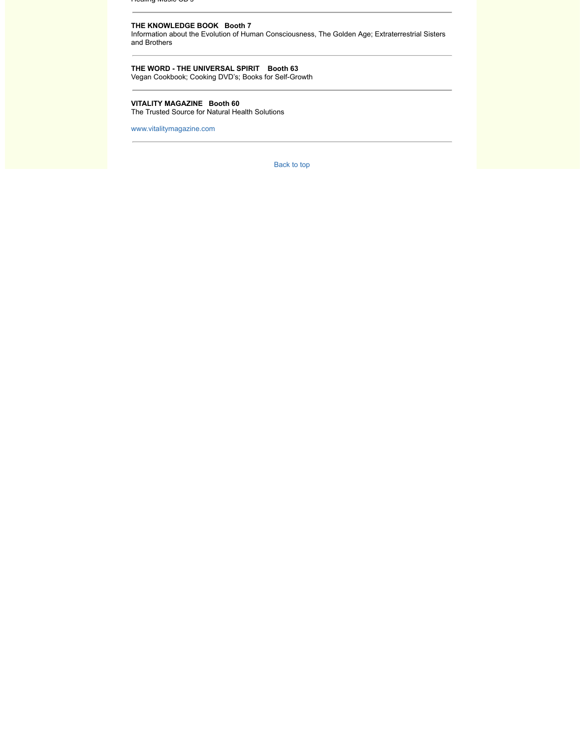Healing Music CD's

---

**THE KNOWLEDGE BOOK   Booth 7**
Information about the Evolution of Human Consciousness, The Golden Age; Extraterrestrial Sisters and Brothers

---

**THE WORD - THE UNIVERSAL SPIRIT   Booth 63**
Vegan Cookbook; Cooking DVD's; Books for Self-Growth

---

**VITALITY MAGAZINE   Booth 60**
The Trusted Source for Natural Health Solutions

www.vitalitymagazine.com

---

Back to top